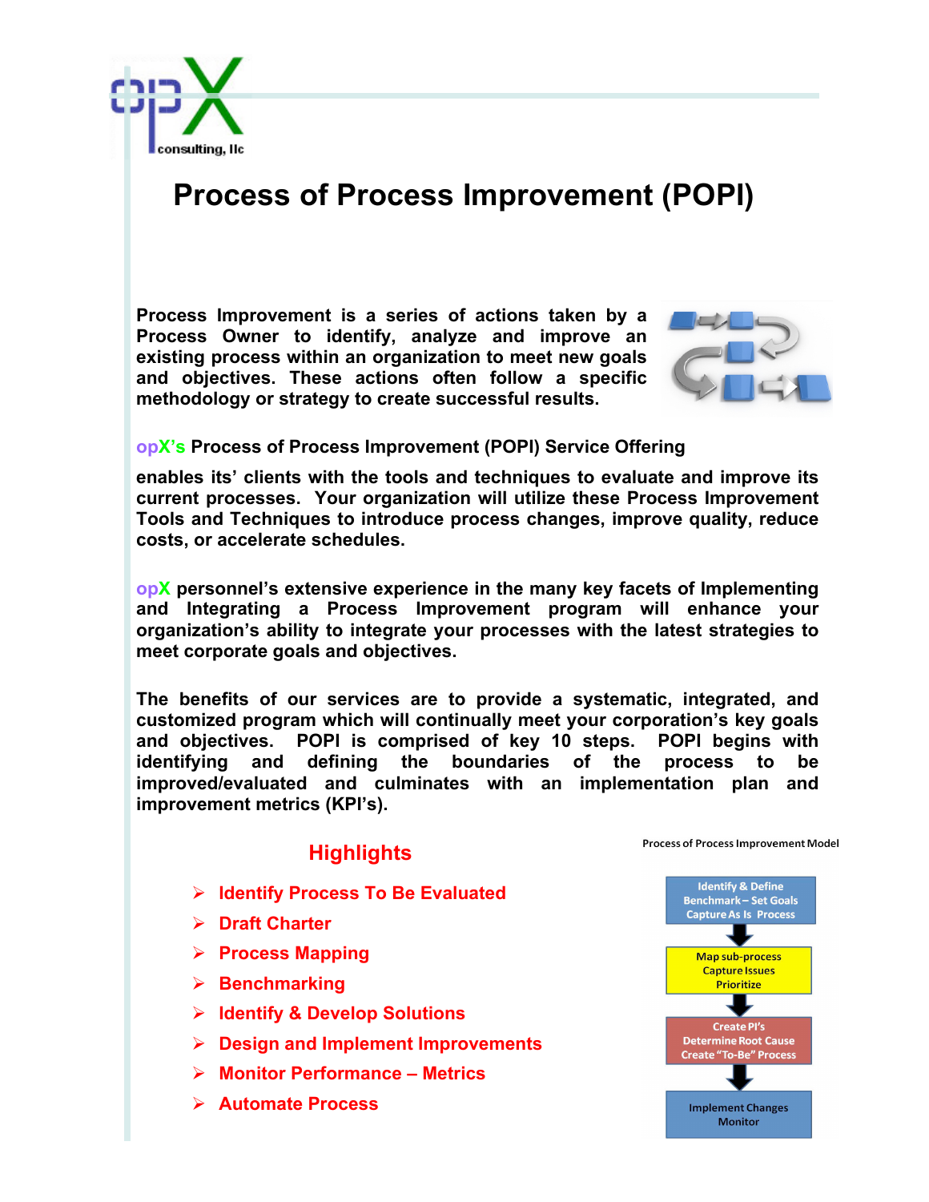opX consulting, llc

# Process of Process Improvement (POPI)

**Process Improvement is a series of actions taken by a Process Owner to identify, analyze and improve an existing process within an organization to meet new goals and objectives. These actions often follow a specific methodology or strategy to create successful results.**

## opX's Process of Process Improvement (POPI) Service Offering

**enables its' clients with the tools and techniques to evaluate and improve its current processes. Your organization will utilize these Process Improvement Tools and Techniques to introduce process changes, improve quality, reduce costs, or accelerate schedules.**

**opX personnel's extensive experience in the many key facets of Implementing and Integrating a Process Improvement program will enhance your organization's ability to integrate your processes with the latest strategies to meet corporate goals and objectives.**

**The benefits of our services are to provide a systematic, integrated, and customized program which will continually meet your corporation's key goals and objectives. POPI is comprised of key 10 steps. POPI begins with identifying and defining the boundaries of the process to be improved/evaluated and culminates with an implementation plan and improvement metrics (KPI's).**

## Highlights

- Identify Process To Be Evaluated
- Draft Charter
- Process Mapping
- Benchmarking
- Identify & Develop Solutions
- Design and Implement Improvements
- Monitor Performance – Metrics
- Automate Process

Process of Process Improvement Model

1. Identify & Define / Benchmark – Set Goals / Capture As Is Process
2. Map sub-process / Capture Issues / Prioritize
3. Create PI's / Determine Root Cause / Create "To-Be" Process
4. Implement Changes / Monitor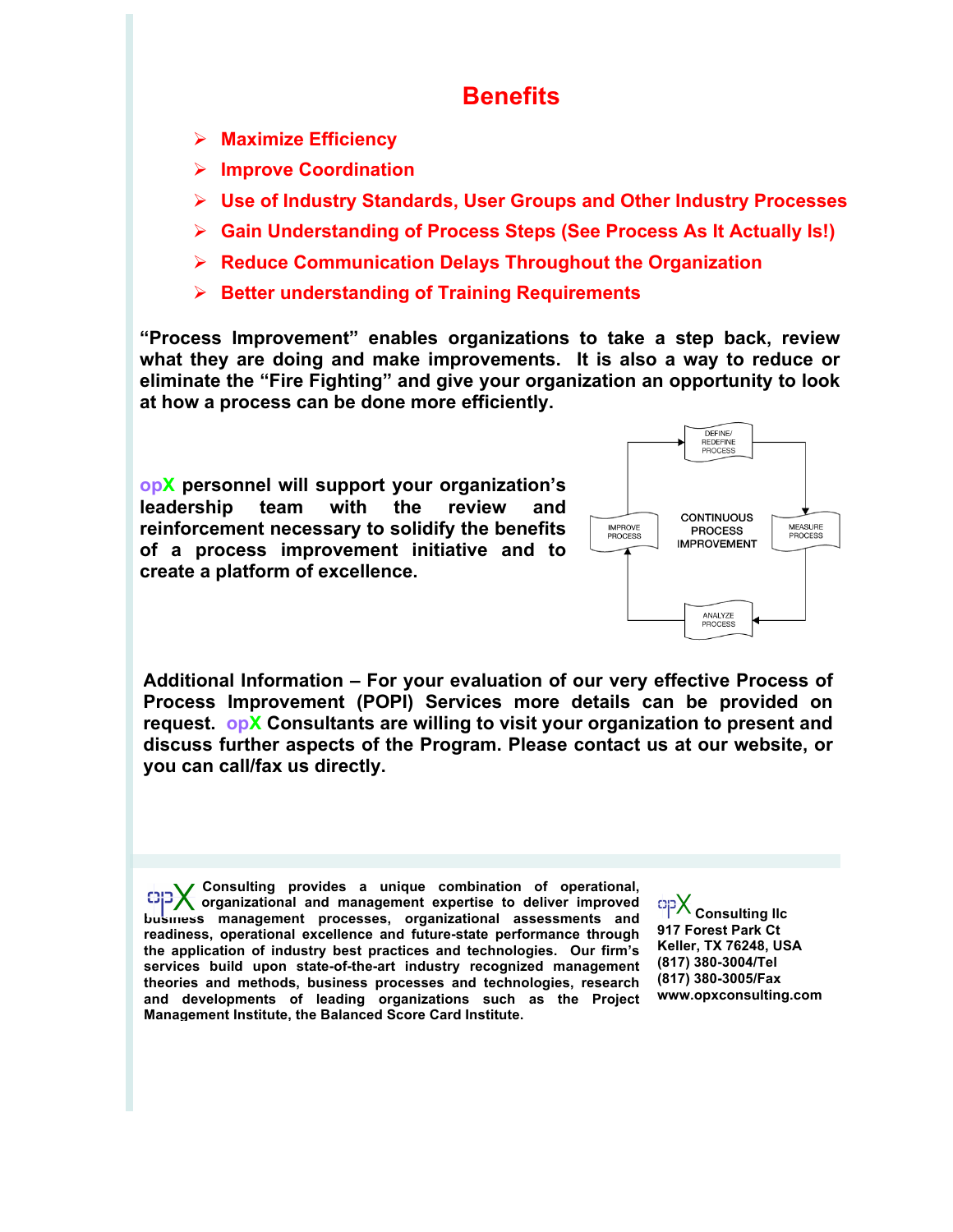# Benefits

- **Maximize Efficiency**
- **Improve Coordination**
- **Use of Industry Standards, User Groups and Other Industry Processes**
- **Gain Understanding of Process Steps (See Process As It Actually Is!)**
- **Reduce Communication Delays Throughout the Organization**
- **Better understanding of Training Requirements**

**"Process Improvement" enables organizations to take a step back, review what they are doing and make improvements. It is also a way to reduce or eliminate the "Fire Fighting" and give your organization an opportunity to look at how a process can be done more efficiently.**

**opX personnel will support your organization's leadership team with the review and reinforcement necessary to solidify the benefits of a process improvement initiative and to create a platform of excellence.**

DEFINE/ REDEFINE PROCESS

MEASURE PROCESS

ANALYZE PROCESS

IMPROVE PROCESS

CONTINUOUS PROCESS IMPROVEMENT

**Additional Information – For your evaluation of our very effective Process of Process Improvement (POPI) Services more details can be provided on request. opX Consultants are willing to visit your organization to present and discuss further aspects of the Program. Please contact us at our website, or you can call/fax us directly.**

**opX Consulting provides a unique combination of operational, organizational and management expertise to deliver improved business management processes, organizational assessments and readiness, operational excellence and future-state performance through the application of industry best practices and technologies. Our firm's services build upon state-of-the-art industry recognized management theories and methods, business processes and technologies, research and developments of leading organizations such as the Project Management Institute, the Balanced Score Card Institute.**

**opX Consulting llc**
**917 Forest Park Ct**
**Keller, TX 76248, USA**
**(817) 380-3004/Tel**
**(817) 380-3005/Fax**
**www.opxconsulting.com**